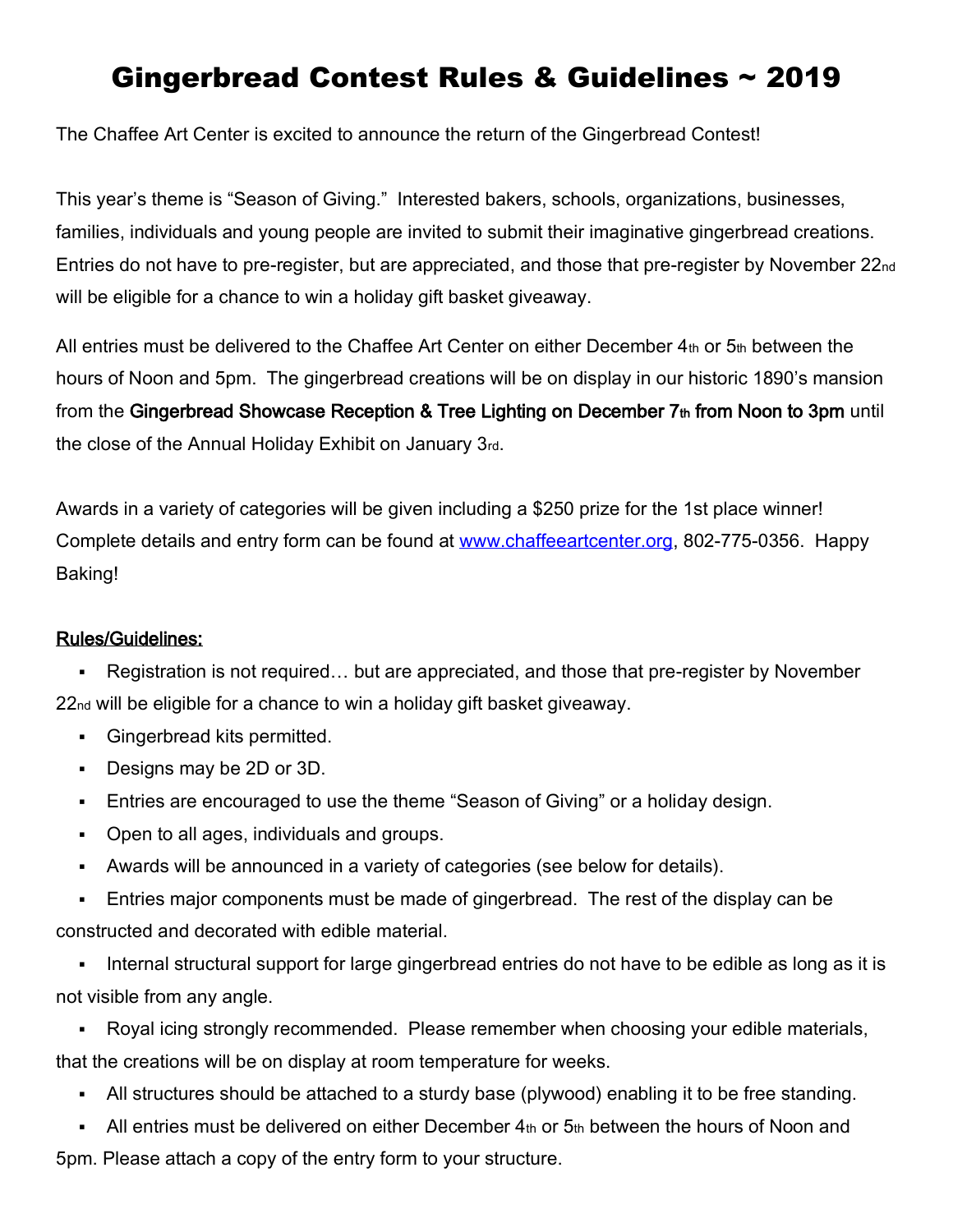# Gingerbread Contest Rules & Guidelines ~ 2019

The Chaffee Art Center is excited to announce the return of the Gingerbread Contest!

This year's theme is "Season of Giving." Interested bakers, schools, organizations, businesses, families, individuals and young people are invited to submit their imaginative gingerbread creations. Entries do not have to pre-register, but are appreciated, and those that pre-register by November 22nd will be eligible for a chance to win a holiday gift basket giveaway.

All entries must be delivered to the Chaffee Art Center on either December 4th or 5th between the hours of Noon and 5pm. The gingerbread creations will be on display in our historic 1890's mansion from the **Gingerbread Showcase Reception & Tree Lighting on December 7th from Noon to 3pm** until the close of the Annual Holiday Exhibit on January 3rd.

Awards in a variety of categories will be given including a $250 prize for the 1st place winner! Complete details and entry form can be found at www.chaffeeartcenter.org, 802-775-0356. Happy Baking!

**Rules/Guidelines:**

- Registration is not required… but are appreciated, and those that pre-register by November 22nd will be eligible for a chance to win a holiday gift basket giveaway.
- Gingerbread kits permitted.
- Designs may be 2D or 3D.
- Entries are encouraged to use the theme "Season of Giving" or a holiday design.
- Open to all ages, individuals and groups.
- Awards will be announced in a variety of categories (see below for details).
- Entries major components must be made of gingerbread. The rest of the display can be constructed and decorated with edible material.
- Internal structural support for large gingerbread entries do not have to be edible as long as it is not visible from any angle.
- Royal icing strongly recommended. Please remember when choosing your edible materials, that the creations will be on display at room temperature for weeks.
- All structures should be attached to a sturdy base (plywood) enabling it to be free standing.
- All entries must be delivered on either December 4th or 5th between the hours of Noon and 5pm. Please attach a copy of the entry form to your structure.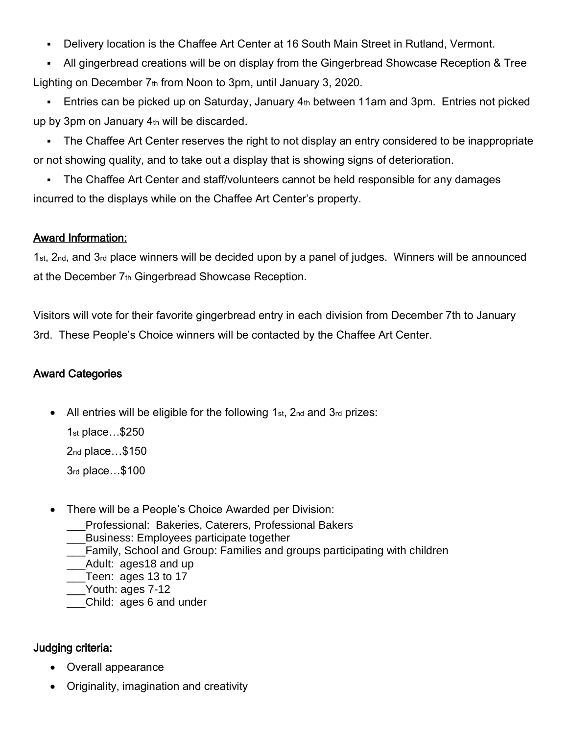- Delivery location is the Chaffee Art Center at 16 South Main Street in Rutland, Vermont.
- All gingerbread creations will be on display from the Gingerbread Showcase Reception & Tree Lighting on December 7th from Noon to 3pm, until January 3, 2020.
- Entries can be picked up on Saturday, January 4th between 11am and 3pm. Entries not picked up by 3pm on January 4th will be discarded.
- The Chaffee Art Center reserves the right to not display an entry considered to be inappropriate or not showing quality, and to take out a display that is showing signs of deterioration.
- The Chaffee Art Center and staff/volunteers cannot be held responsible for any damages incurred to the displays while on the Chaffee Art Center's property.

## Award Information:

1st, 2nd, and 3rd place winners will be decided upon by a panel of judges. Winners will be announced at the December 7th Gingerbread Showcase Reception.

Visitors will vote for their favorite gingerbread entry in each division from December 7th to January 3rd. These People's Choice winners will be contacted by the Chaffee Art Center.

## Award Categories

- All entries will be eligible for the following 1st, 2nd and 3rd prizes:

  1st place…$250

  2nd place…$150

  3rd place…$100

- There will be a People's Choice Awarded per Division:

  ___Professional: Bakeries, Caterers, Professional Bakers
  ___Business: Employees participate together
  ___Family, School and Group: Families and groups participating with children
  ___Adult: ages18 and up
  ___Teen: ages 13 to 17
  ___Youth: ages 7-12
  ___Child: ages 6 and under

## Judging criteria:

- Overall appearance
- Originality, imagination and creativity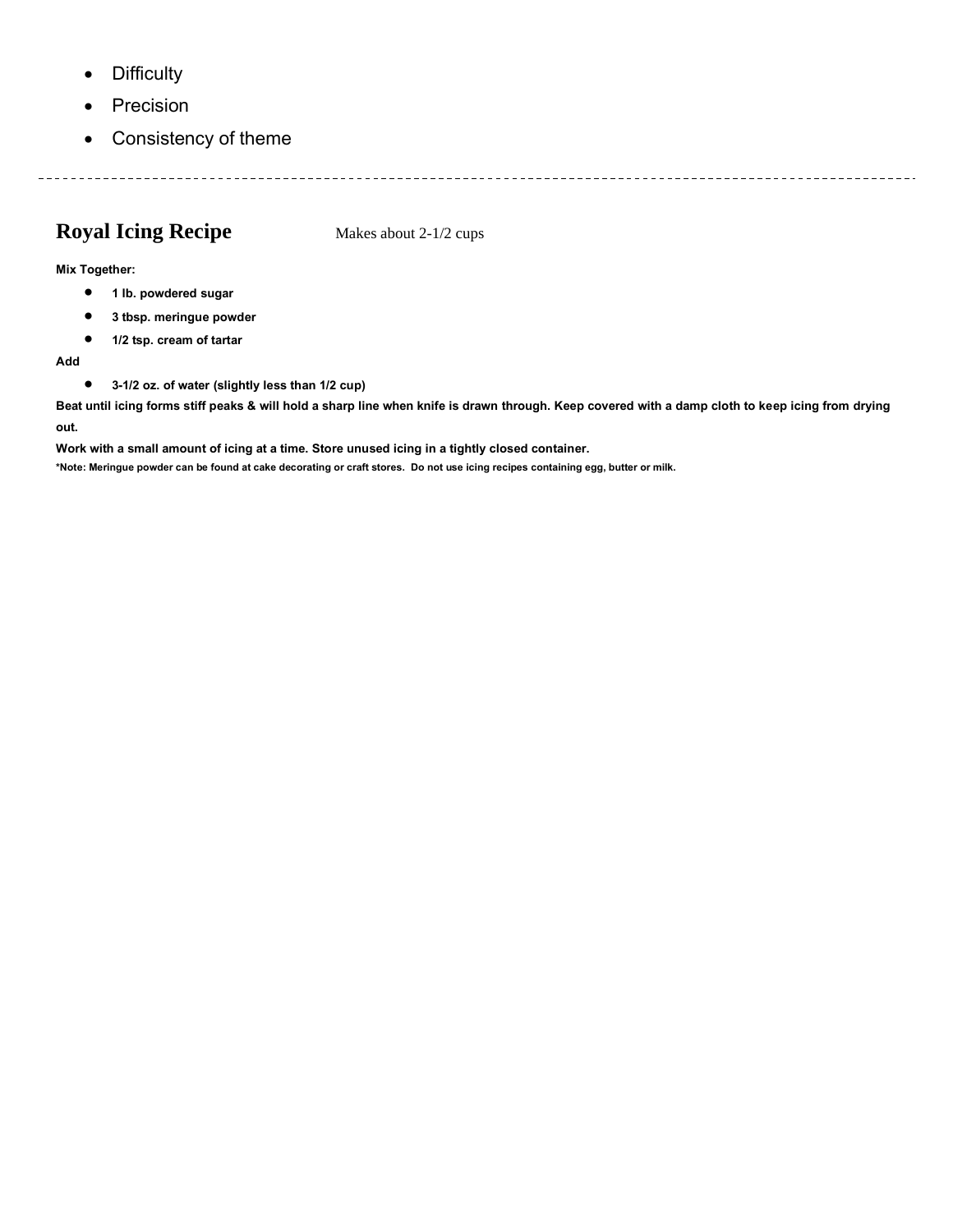- Difficulty
- Precision
- Consistency of theme

---

## Royal Icing Recipe

Makes about 2-1/2 cups

**Mix Together:**

- **1 lb. powdered sugar**
- **3 tbsp. meringue powder**
- **1/2 tsp. cream of tartar**

**Add**

- **3-1/2 oz. of water (slightly less than 1/2 cup)**

**Beat until icing forms stiff peaks & will hold a sharp line when knife is drawn through. Keep covered with a damp cloth to keep icing from drying out.**

**Work with a small amount of icing at a time. Store unused icing in a tightly closed container.**

***Note: Meringue powder can be found at cake decorating or craft stores. Do not use icing recipes containing egg, butter or milk.**